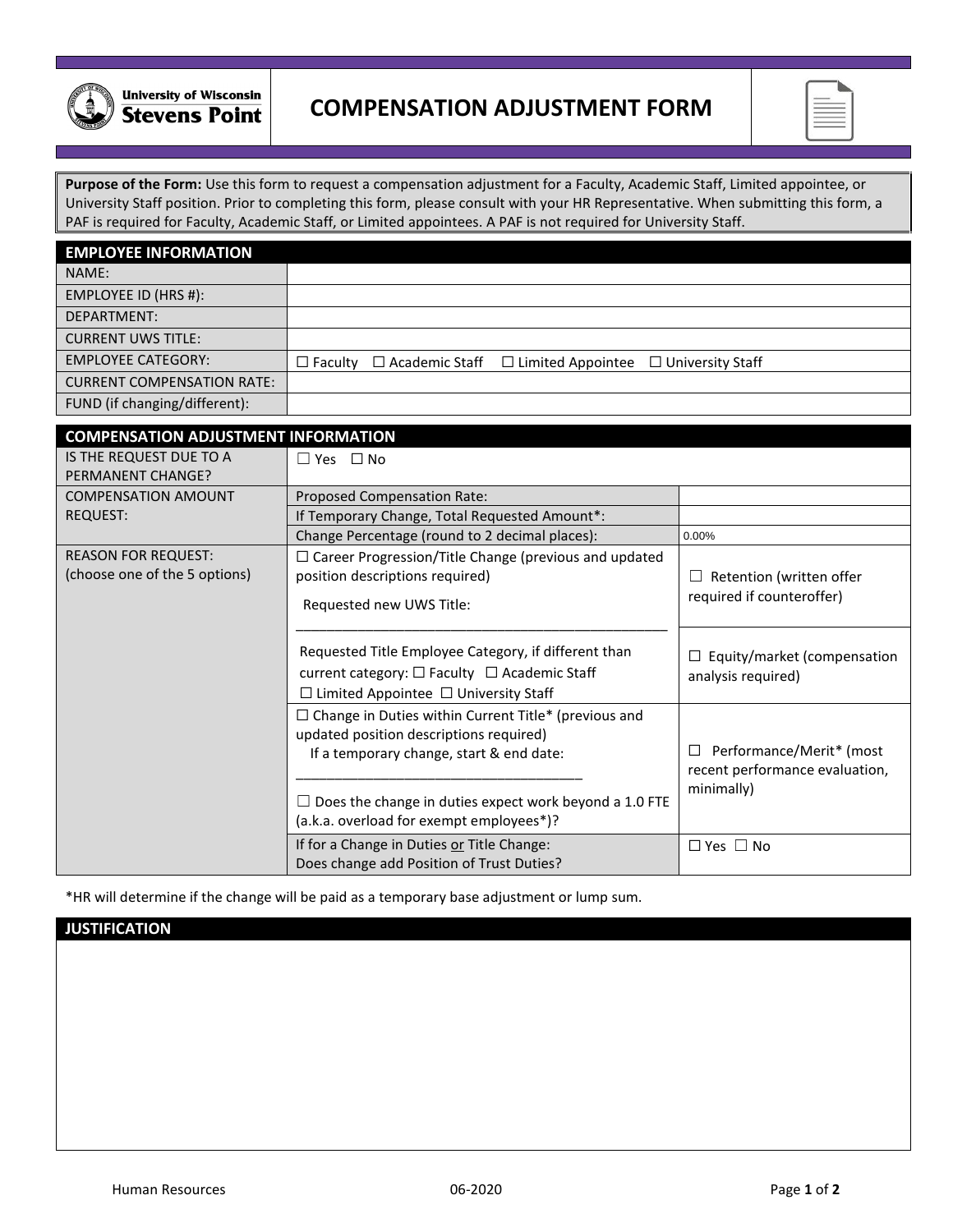# COMPENSATION ADJUSTMENT FORM

**Purpose of the Form:** Use this form to request a compensation adjustment for a Faculty, Academic Staff, Limited appointee, or University Staff position. Prior to completing this form, please consult with your HR Representative. When submitting this form, a PAF is required for Faculty, Academic Staff, or Limited appointees. A PAF is not required for University Staff.

| EMPLOYEE INFORMATION | |
|---|---|
| NAME: | |
| EMPLOYEE ID (HRS #): | |
| DEPARTMENT: | |
| CURRENT UWS TITLE: | |
| EMPLOYEE CATEGORY: | ☐ Faculty ☐ Academic Staff ☐ Limited Appointee ☐ University Staff |
| CURRENT COMPENSATION RATE: | |
| FUND (if changing/different): | |

| COMPENSATION ADJUSTMENT INFORMATION | | |
|---|---|---|
| IS THE REQUEST DUE TO A PERMANENT CHANGE? | ☐ Yes ☐ No | |
| COMPENSATION AMOUNT REQUEST: | Proposed Compensation Rate: | |
| | If Temporary Change, Total Requested Amount*: | |
| | Change Percentage (round to 2 decimal places): | 0.00% |
| REASON FOR REQUEST: (choose one of the 5 options) | ☐ Career Progression/Title Change (previous and updated position descriptions required) Requested new UWS Title: ______________________________ | ☐ Retention (written offer required if counteroffer) |
| | Requested Title Employee Category, if different than current category: ☐ Faculty ☐ Academic Staff ☐ Limited Appointee ☐ University Staff | ☐ Equity/market (compensation analysis required) |
| | ☐ Change in Duties within Current Title* (previous and updated position descriptions required) If a temporary change, start & end date: ______________________________ ☐ Does the change in duties expect work beyond a 1.0 FTE (a.k.a. overload for exempt employees*)? | ☐ Performance/Merit* (most recent performance evaluation, minimally) |
| | If for a Change in Duties or Title Change: Does change add Position of Trust Duties? | ☐ Yes ☐ No |

*HR will determine if the change will be paid as a temporary base adjustment or lump sum.

| JUSTIFICATION |
|---|
| |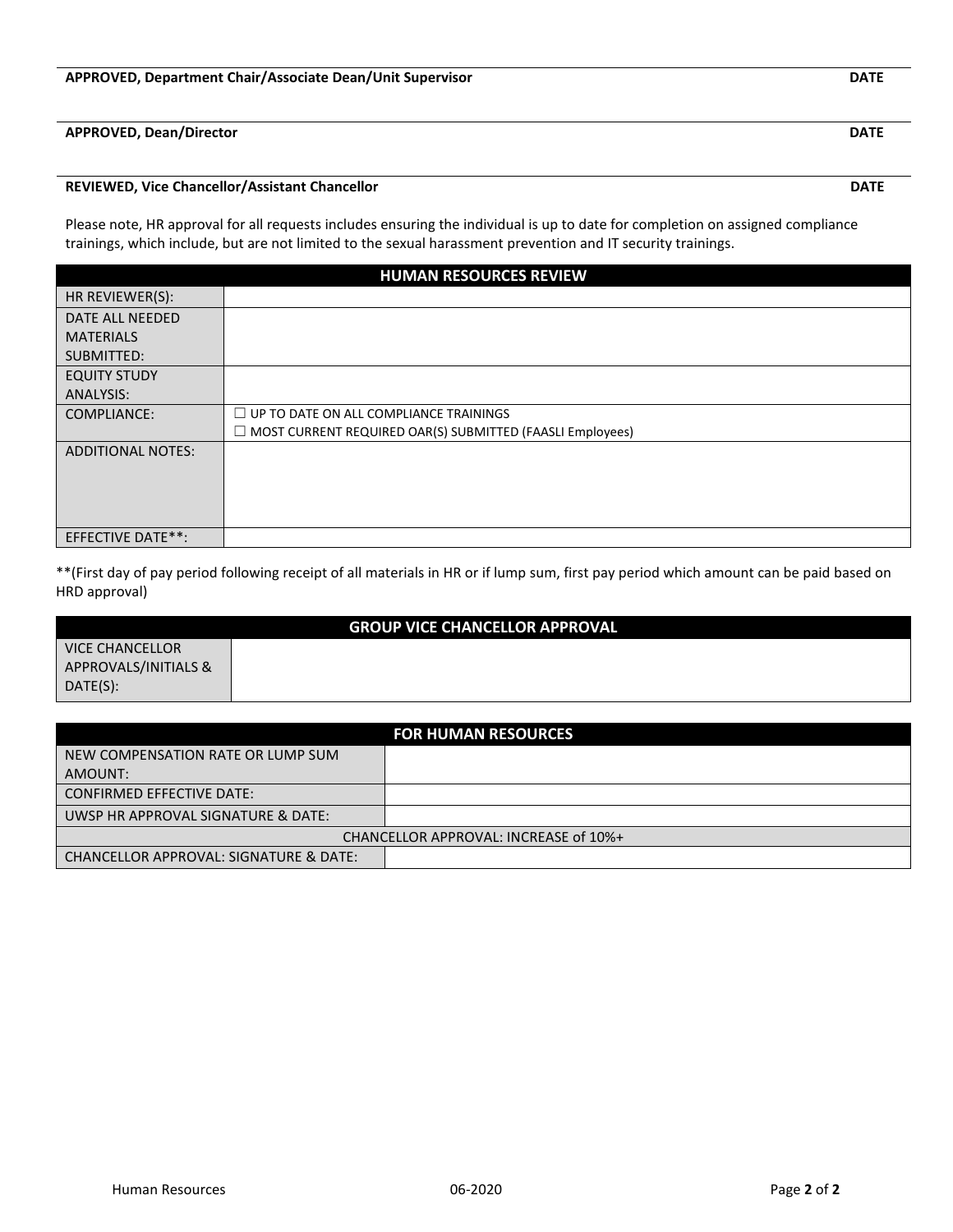**APPROVED, Department Chair/Associate Dean/Unit Supervisor** **DATE**

**APPROVED, Dean/Director** **DATE**

**REVIEWED, Vice Chancellor/Assistant Chancellor** **DATE**

Please note, HR approval for all requests includes ensuring the individual is up to date for completion on assigned compliance trainings, which include, but are not limited to the sexual harassment prevention and IT security trainings.

| HUMAN RESOURCES REVIEW | |
|---|---|
| HR REVIEWER(S): | |
| DATE ALL NEEDED MATERIALS SUBMITTED: | |
| EQUITY STUDY ANALYSIS: | |
| COMPLIANCE: | ☐ UP TO DATE ON ALL COMPLIANCE TRAININGS<br>☐ MOST CURRENT REQUIRED OAR(S) SUBMITTED (FAASLI Employees) |
| ADDITIONAL NOTES: | |
| EFFECTIVE DATE**: | |

**(First day of pay period following receipt of all materials in HR or if lump sum, first pay period which amount can be paid based on HRD approval)

| GROUP VICE CHANCELLOR APPROVAL | |
|---|---|
| VICE CHANCELLOR APPROVALS/INITIALS & DATE(S): | |

| FOR HUMAN RESOURCES | |
|---|---|
| NEW COMPENSATION RATE OR LUMP SUM AMOUNT: | |
| CONFIRMED EFFECTIVE DATE: | |
| UWSP HR APPROVAL SIGNATURE & DATE: | |
| CHANCELLOR APPROVAL: INCREASE of 10%+ | |
| CHANCELLOR APPROVAL: SIGNATURE & DATE: | |

Human Resources 06-2020